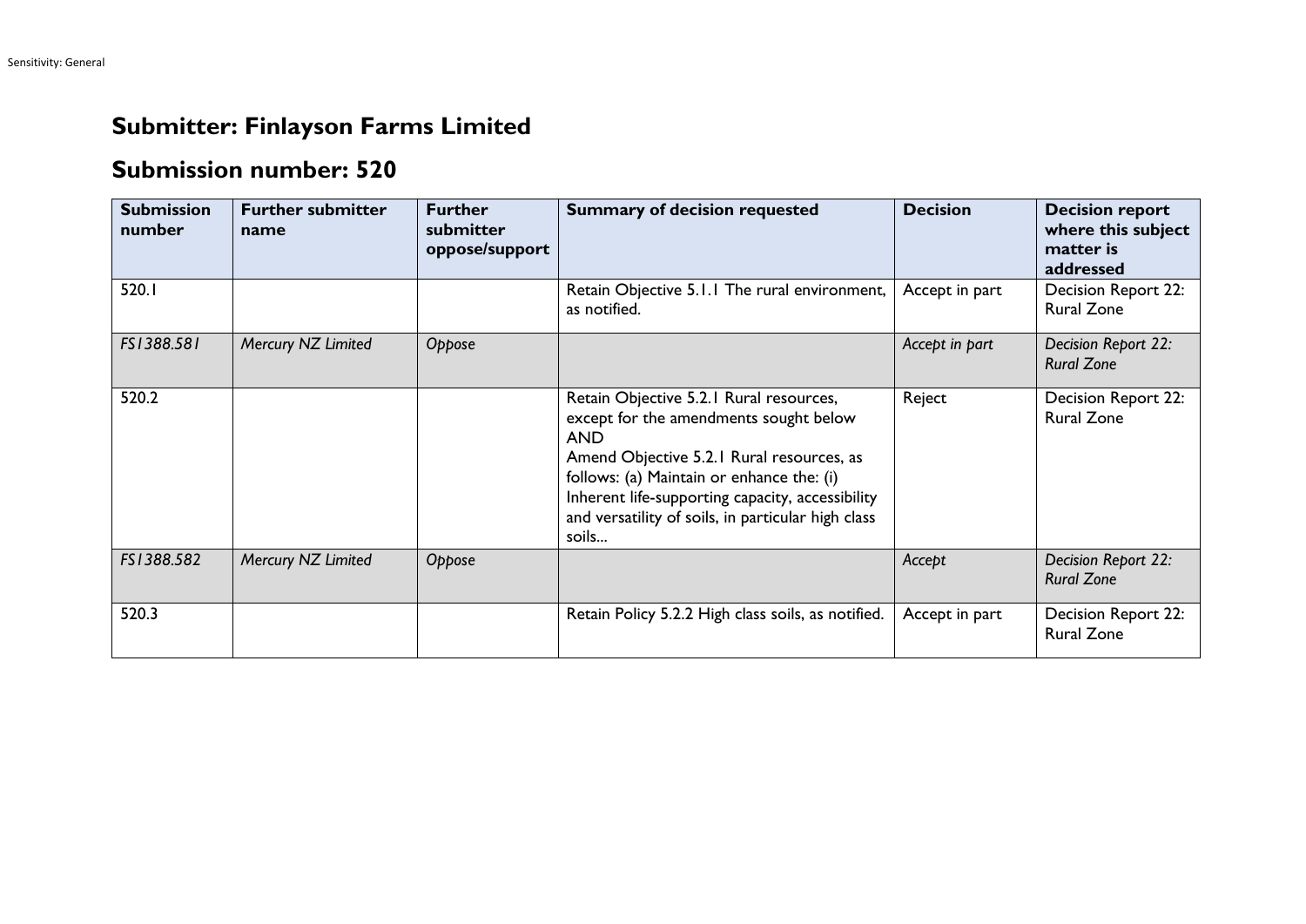# Submitter: Finlayson Farms Limited

## Submission number: 520

| Submission number | Further submitter name | Further submitter oppose/support | Summary of decision requested | Decision | Decision report where this subject matter is addressed |
|---|---|---|---|---|---|
| 520.1 | | | Retain Objective 5.1.1 The rural environment, as notified. | Accept in part | Decision Report 22: Rural Zone |
| *FS1388.581* | *Mercury NZ Limited* | *Oppose* | | *Accept in part* | *Decision Report 22: Rural Zone* |
| 520.2 | | | Retain Objective 5.2.1 Rural resources, except for the amendments sought below AND Amend Objective 5.2.1 Rural resources, as follows: (a) Maintain or enhance the: (i) Inherent life-supporting capacity, accessibility and versatility of soils, in particular high class soils... | Reject | Decision Report 22: Rural Zone |
| *FS1388.582* | *Mercury NZ Limited* | *Oppose* | | *Accept* | *Decision Report 22: Rural Zone* |
| 520.3 | | | Retain Policy 5.2.2 High class soils, as notified. | Accept in part | Decision Report 22: Rural Zone |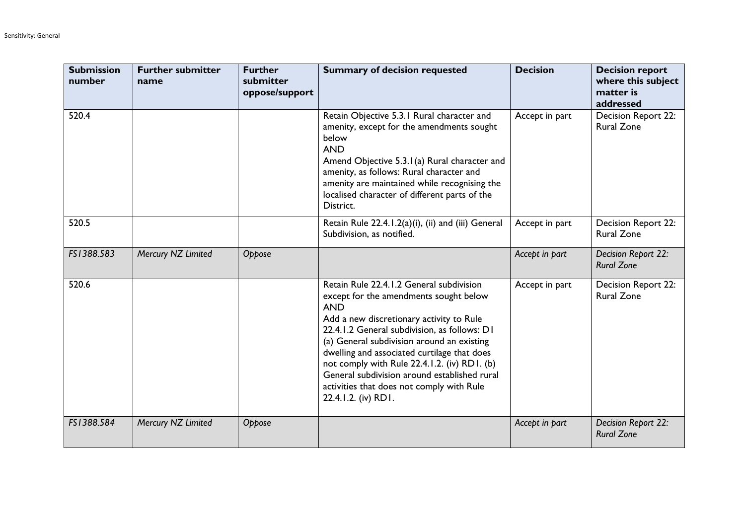| Submission number | Further submitter name | Further submitter oppose/support | Summary of decision requested | Decision | Decision report where this subject matter is addressed |
|---|---|---|---|---|---|
| 520.4 | | | Retain Objective 5.3.1 Rural character and amenity, except for the amendments sought below<br>AND<br>Amend Objective 5.3.1(a) Rural character and amenity, as follows: Rural character and amenity are maintained while recognising the localised character of different parts of the District. | Accept in part | Decision Report 22: Rural Zone |
| 520.5 | | | Retain Rule 22.4.1.2(a)(i), (ii) and (iii) General Subdivision, as notified. | Accept in part | Decision Report 22: Rural Zone |
| *FS1388.583* | *Mercury NZ Limited* | *Oppose* | | *Accept in part* | *Decision Report 22: Rural Zone* |
| 520.6 | | | Retain Rule 22.4.1.2 General subdivision except for the amendments sought below<br>AND<br>Add a new discretionary activity to Rule 22.4.1.2 General subdivision, as follows: D1 (a) General subdivision around an existing dwelling and associated curtilage that does not comply with Rule 22.4.1.2. (iv) RD1. (b) General subdivision around established rural activities that does not comply with Rule 22.4.1.2. (iv) RD1. | Accept in part | Decision Report 22: Rural Zone |
| *FS1388.584* | *Mercury NZ Limited* | *Oppose* | | *Accept in part* | *Decision Report 22: Rural Zone* |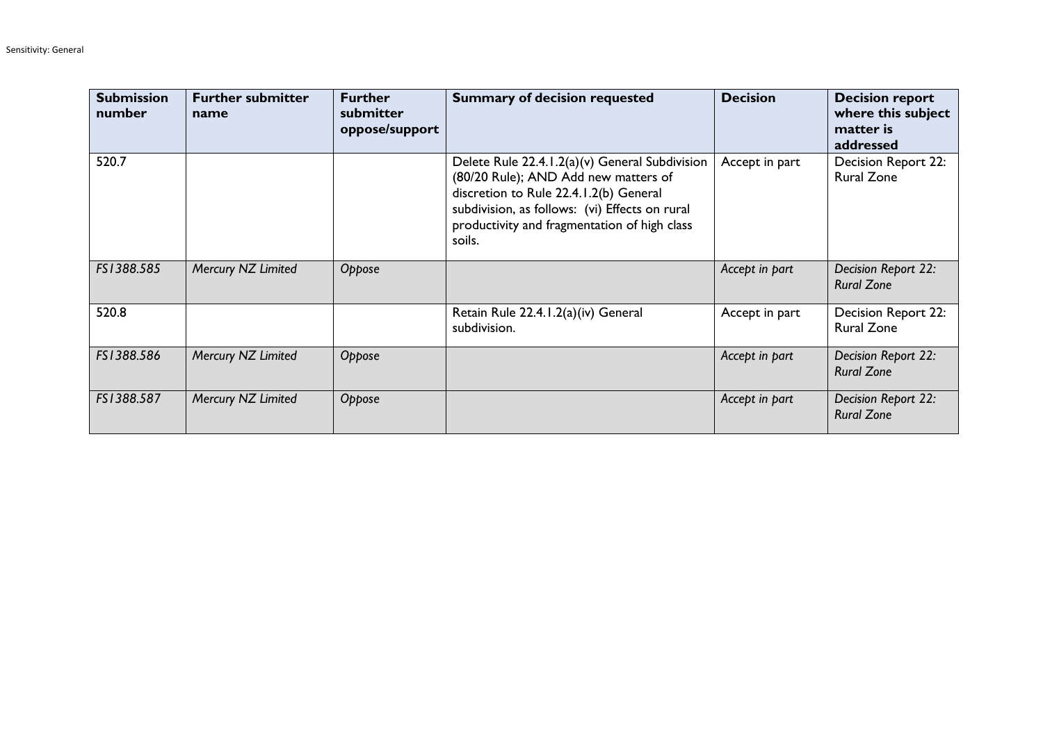| Submission number | Further submitter name | Further submitter oppose/support | Summary of decision requested | Decision | Decision report where this subject matter is addressed |
|---|---|---|---|---|---|
| 520.7 | | | Delete Rule 22.4.1.2(a)(v) General Subdivision (80/20 Rule); AND Add new matters of discretion to Rule 22.4.1.2(b) General subdivision, as follows: (vi) Effects on rural productivity and fragmentation of high class soils. | Accept in part | Decision Report 22: Rural Zone |
| *FS1388.585* | *Mercury NZ Limited* | *Oppose* | | *Accept in part* | *Decision Report 22: Rural Zone* |
| 520.8 | | | Retain Rule 22.4.1.2(a)(iv) General subdivision. | Accept in part | Decision Report 22: Rural Zone |
| *FS1388.586* | *Mercury NZ Limited* | *Oppose* | | *Accept in part* | *Decision Report 22: Rural Zone* |
| *FS1388.587* | *Mercury NZ Limited* | *Oppose* | | *Accept in part* | *Decision Report 22: Rural Zone* |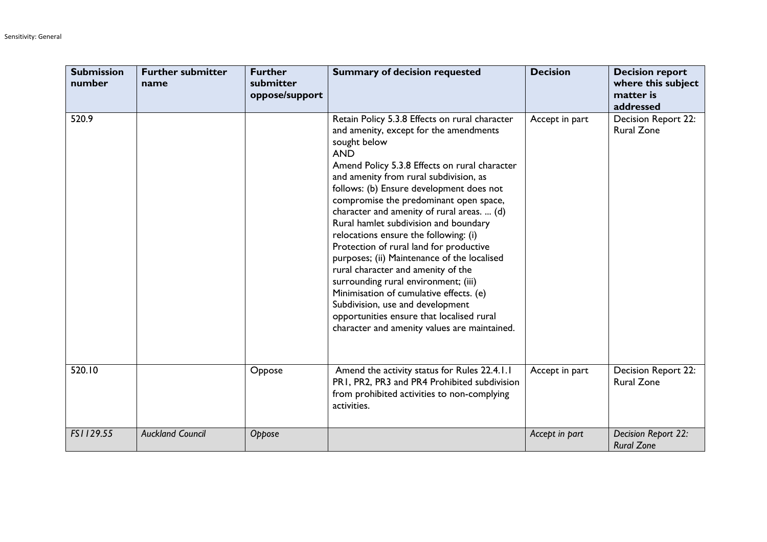| Submission number | Further submitter name | Further submitter oppose/support | Summary of decision requested | Decision | Decision report where this subject matter is addressed |
|---|---|---|---|---|---|
| 520.9 | | | Retain Policy 5.3.8 Effects on rural character and amenity, except for the amendments sought below<br>AND<br>Amend Policy 5.3.8 Effects on rural character and amenity from rural subdivision, as follows: (b) Ensure development does not compromise the predominant open space, character and amenity of rural areas. ... (d) Rural hamlet subdivision and boundary relocations ensure the following: (i) Protection of rural land for productive purposes; (ii) Maintenance of the localised rural character and amenity of the surrounding rural environment; (iii) Minimisation of cumulative effects. (e) Subdivision, use and development opportunities ensure that localised rural character and amenity values are maintained. | Accept in part | Decision Report 22: Rural Zone |
| 520.10 | | Oppose | Amend the activity status for Rules 22.4.1.1 PR1, PR2, PR3 and PR4 Prohibited subdivision from prohibited activities to non-complying activities. | Accept in part | Decision Report 22: Rural Zone |
| *FS1129.55* | *Auckland Council* | *Oppose* | | *Accept in part* | *Decision Report 22: Rural Zone* |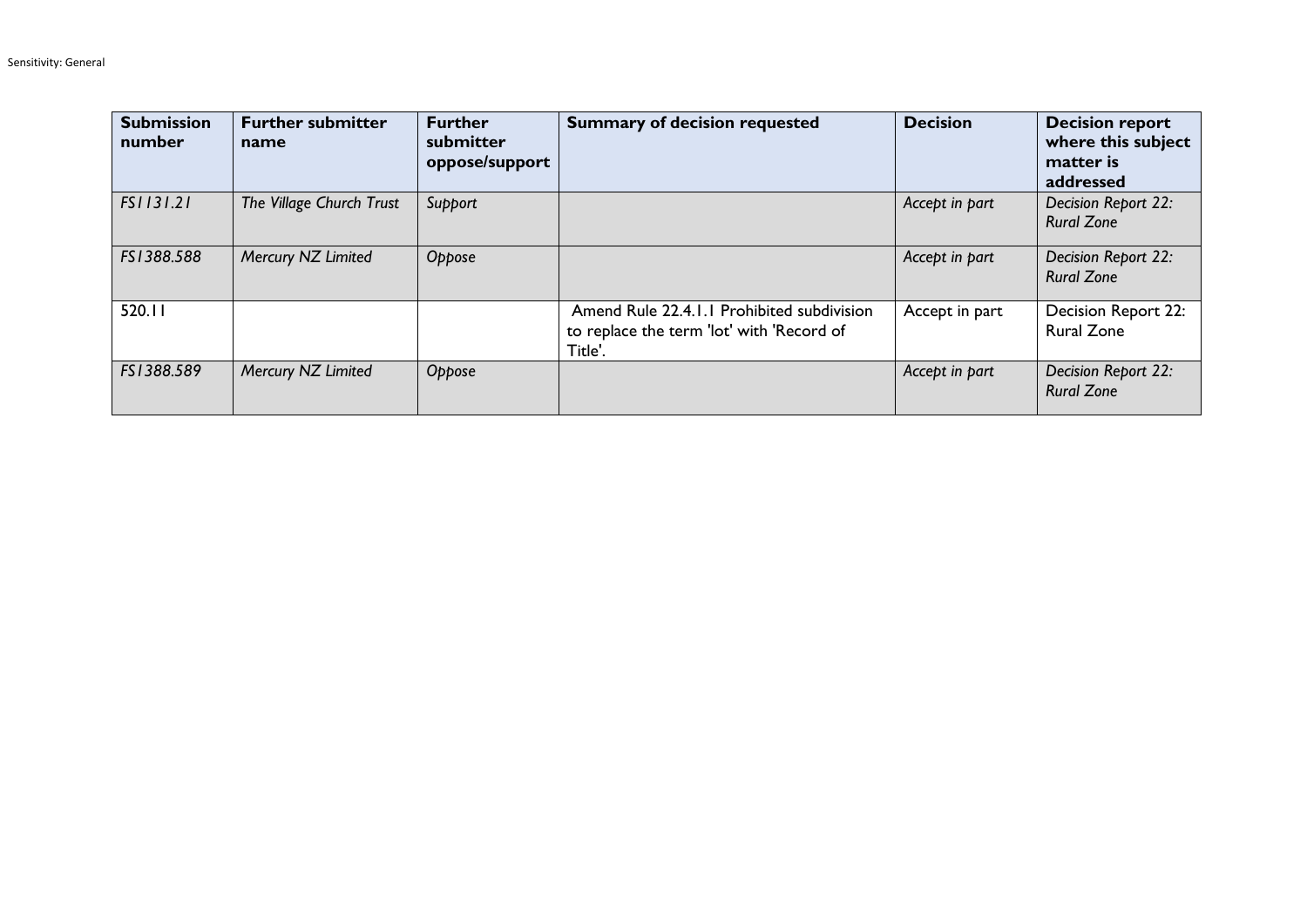| Submission number | Further submitter name | Further submitter oppose/support | Summary of decision requested | Decision | Decision report where this subject matter is addressed |
|---|---|---|---|---|---|
| *FS1131.21* | *The Village Church Trust* | *Support* | | *Accept in part* | *Decision Report 22: Rural Zone* |
| *FS1388.588* | *Mercury NZ Limited* | *Oppose* | | *Accept in part* | *Decision Report 22: Rural Zone* |
| 520.11 | | | Amend Rule 22.4.1.1 Prohibited subdivision to replace the term 'lot' with 'Record of Title'. | Accept in part | Decision Report 22: Rural Zone |
| *FS1388.589* | *Mercury NZ Limited* | *Oppose* | | *Accept in part* | *Decision Report 22: Rural Zone* |